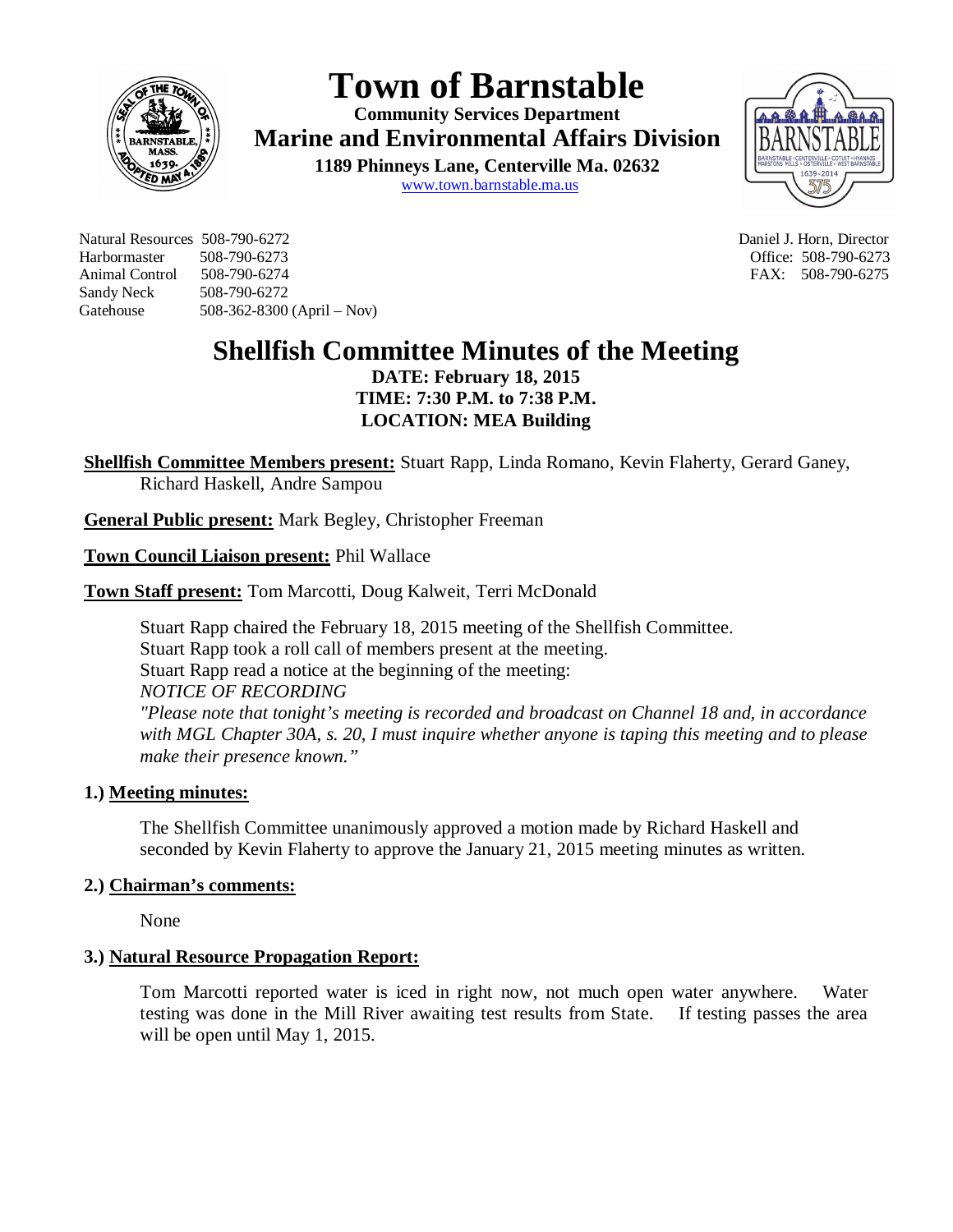# Town of Barnstable

**Community Services Department**

**Marine and Environmental Affairs Division**

**1189 Phinneys Lane, Centerville Ma. 02632**

www.town.barnstable.ma.us

Natural Resources 508-790-6272
Harbormaster 508-790-6273
Animal Control 508-790-6274
Sandy Neck 508-790-6272
Gatehouse 508-362-8300 (April – Nov)

Daniel J. Horn, Director
Office: 508-790-6273
FAX: 508-790-6275

# Shellfish Committee Minutes of the Meeting

**DATE: February 18, 2015**
**TIME: 7:30 P.M. to 7:38 P.M.**
**LOCATION: MEA Building**

**Shellfish Committee Members present:** Stuart Rapp, Linda Romano, Kevin Flaherty, Gerard Ganey, Richard Haskell, Andre Sampou

**General Public present:** Mark Begley, Christopher Freeman

**Town Council Liaison present:** Phil Wallace

**Town Staff present:** Tom Marcotti, Doug Kalweit, Terri McDonald

Stuart Rapp chaired the February 18, 2015 meeting of the Shellfish Committee.
Stuart Rapp took a roll call of members present at the meeting.
Stuart Rapp read a notice at the beginning of the meeting:
*NOTICE OF RECORDING*
*"Please note that tonight's meeting is recorded and broadcast on Channel 18 and, in accordance with MGL Chapter 30A, s. 20, I must inquire whether anyone is taping this meeting and to please make their presence known."*

## 1.) Meeting minutes:

The Shellfish Committee unanimously approved a motion made by Richard Haskell and seconded by Kevin Flaherty to approve the January 21, 2015 meeting minutes as written.

## 2.) Chairman's comments:

None

## 3.) Natural Resource Propagation Report:

Tom Marcotti reported water is iced in right now, not much open water anywhere. Water testing was done in the Mill River awaiting test results from State. If testing passes the area will be open until May 1, 2015.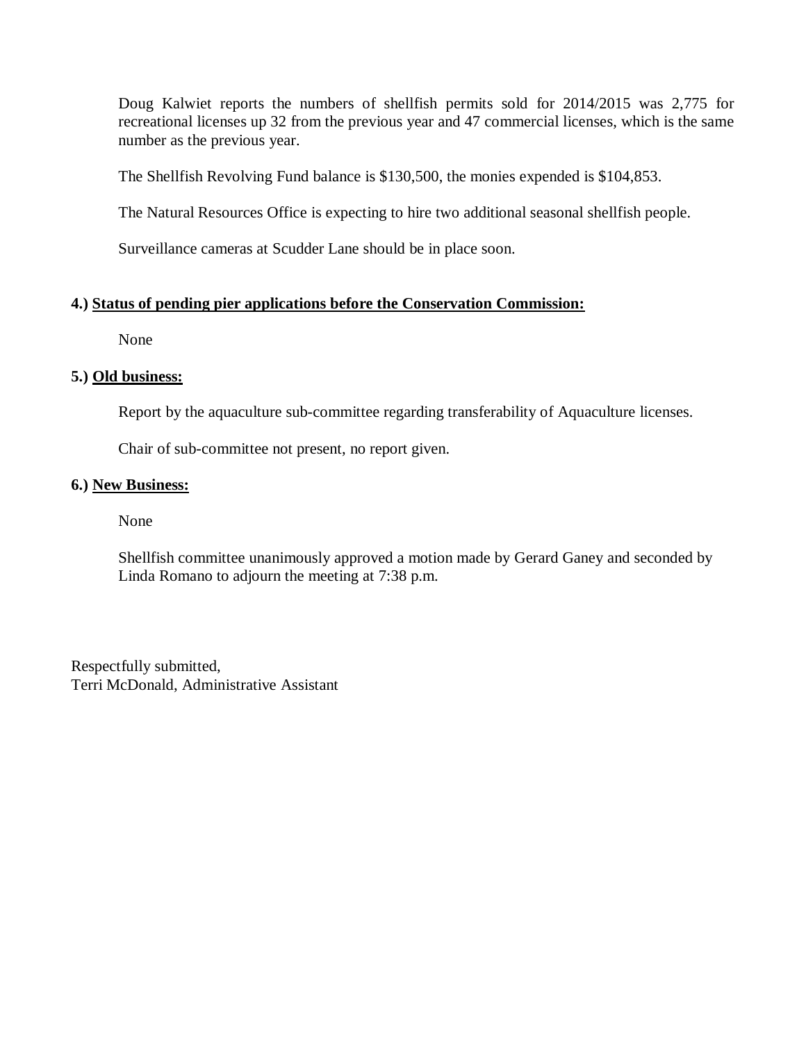Doug Kalwiet reports the numbers of shellfish permits sold for 2014/2015 was 2,775 for recreational licenses up 32 from the previous year and 47 commercial licenses, which is the same number as the previous year.

The Shellfish Revolving Fund balance is $130,500, the monies expended is $104,853.

The Natural Resources Office is expecting to hire two additional seasonal shellfish people.

Surveillance cameras at Scudder Lane should be in place soon.

**4.) <u>Status of pending pier applications before the Conservation Commission:</u>**

None

**5.) <u>Old business:</u>**

Report by the aquaculture sub-committee regarding transferability of Aquaculture licenses.

Chair of sub-committee not present, no report given.

**6.) <u>New Business:</u>**

None

Shellfish committee unanimously approved a motion made by Gerard Ganey and seconded by Linda Romano to adjourn the meeting at 7:38 p.m.

Respectfully submitted,
Terri McDonald, Administrative Assistant